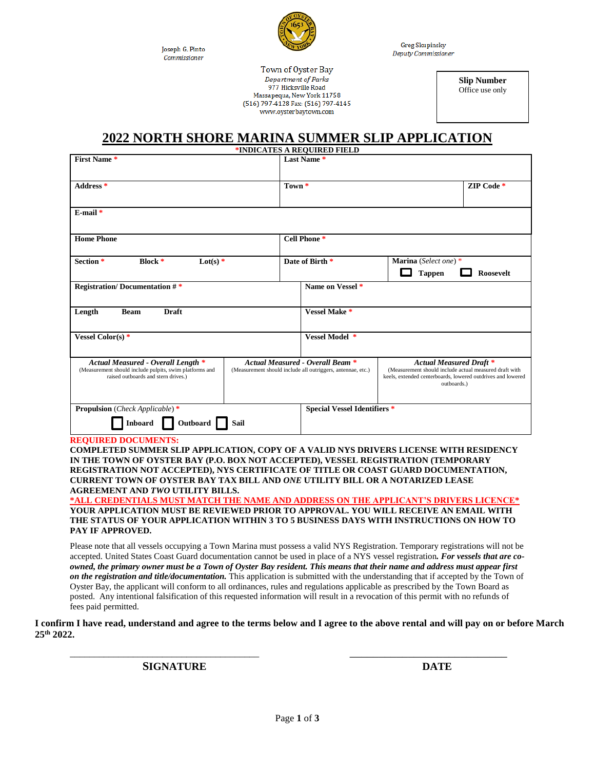Joseph G. Pinto
*Commissioner*

Greg Skupinsky
*Deputy Commissioner*

Town of Oyster Bay
*Department of Parks*
977 Hicksville Road
Massapequa, New York 11758
(516) 797-4128 Fax: (516) 797-4145
www.oysterbaytown.com

| **Slip Number** |
|---|
| Office use only |

# 2022 NORTH SHORE MARINA SUMMER SLIP APPLICATION

**\*INDICATES A REQUIRED FIELD**

| | | |
|---|---|---|
| **First Name** * | **Last Name** * | |
| **Address** * | **Town** * | **ZIP Code** * |
| **E-mail** * | | |
| **Home Phone** | **Cell Phone** * | |
| **Section** * **Block** * **Lot(s)** * | **Date of Birth** * | **Marina** (*Select one*) * ☐ **Tappen** ☐ **Roosevelt** |
| **Registration/ Documentation #** * | **Name on Vessel** * | |
| **Length** **Beam** **Draft** | **Vessel Make** * | |
| **Vessel Color(s)** * | **Vessel Model** * | |
| ***Actual Measured - Overall Length*** * (Measurement should include pulpits, swim platforms and raised outboards and stern drives.) | ***Actual Measured - Overall Beam*** * (Measurement should include all outriggers, antennae, etc.) | ***Actual Measured Draft*** * (Measurement should include actual measured draft with keels, extended centerboards, lowered outdrives and lowered outboards.) |
| **Propulsion** (*Check Applicable*) * ☐ **Inboard** ☐ **Outboard** ☐ **Sail** | **Special Vessel Identifiers** * | |

**REQUIRED DOCUMENTS:**

**COMPLETED SUMMER SLIP APPLICATION, COPY OF A VALID NYS DRIVERS LICENSE WITH RESIDENCY IN THE TOWN OF OYSTER BAY (P.O. BOX NOT ACCEPTED), VESSEL REGISTRATION (TEMPORARY REGISTRATION NOT ACCEPTED), NYS CERTIFICATE OF TITLE OR COAST GUARD DOCUMENTATION, CURRENT TOWN OF OYSTER BAY TAX BILL AND *ONE* UTILITY BILL OR A NOTARIZED LEASE AGREEMENT AND *TWO* UTILITY BILLS.**

**\*ALL CREDENTIALS MUST MATCH THE NAME AND ADDRESS ON THE APPLICANT'S DRIVERS LICENCE\***

**YOUR APPLICATION MUST BE REVIEWED PRIOR TO APPROVAL. YOU WILL RECEIVE AN EMAIL WITH THE STATUS OF YOUR APPLICATION WITHIN 3 TO 5 BUSINESS DAYS WITH INSTRUCTIONS ON HOW TO PAY IF APPROVED.**

Please note that all vessels occupying a Town Marina must possess a valid NYS Registration. Temporary registrations will not be accepted. United States Coast Guard documentation cannot be used in place of a NYS vessel registration***. For vessels that are co-owned, the primary owner must be a Town of Oyster Bay resident. This means that their name and address must appear first on the registration and title/documentation.*** This application is submitted with the understanding that if accepted by the Town of Oyster Bay, the applicant will conform to all ordinances, rules and regulations applicable as prescribed by the Town Board as posted. Any intentional falsification of this requested information will result in a revocation of this permit with no refunds of fees paid permitted.

**I confirm I have read, understand and agree to the terms below and I agree to the above rental and will pay on or before March 25th 2022.**

\_\_\_\_\_\_\_\_\_\_\_\_\_\_\_\_\_\_\_\_\_\_\_\_\_\_\_\_\_\_\_\_\_\_\_\_\_\_ \_\_\_\_\_\_\_\_\_\_\_\_\_\_\_\_\_\_\_\_\_\_\_\_\_\_\_\_\_\_\_\_\_\_

**SIGNATURE** **DATE**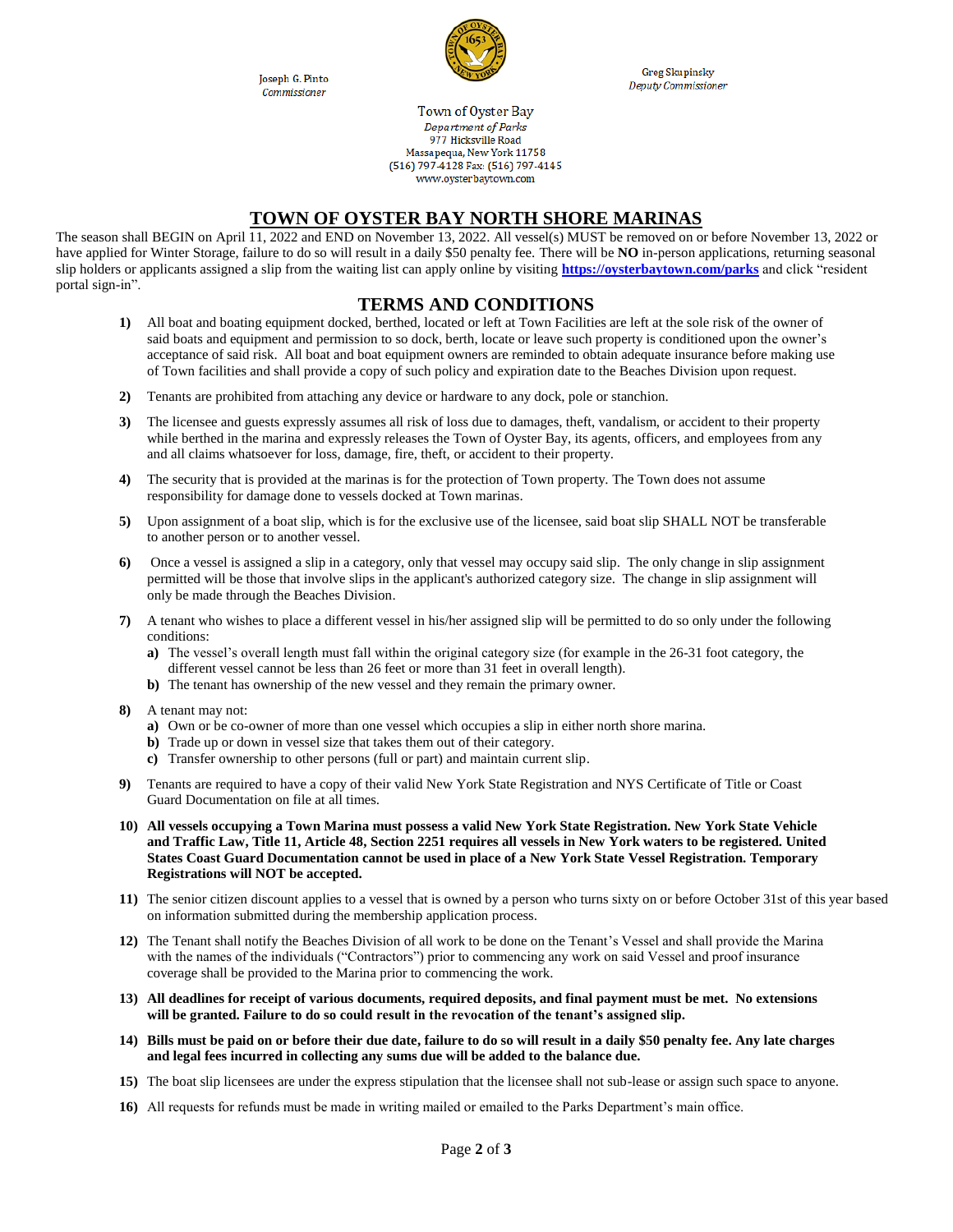Joseph G. Pinto
*Commissioner*

Greg Skupinsky
*Deputy Commissioner*

Town of Oyster Bay
*Department of Parks*
977 Hicksville Road
Massapequa, New York 11758
(516) 797-4128 Fax: (516) 797-4145
www.oysterbaytown.com

# TOWN OF OYSTER BAY NORTH SHORE MARINAS

The season shall BEGIN on April 11, 2022 and END on November 13, 2022. All vessel(s) MUST be removed on or before November 13, 2022 or have applied for Winter Storage, failure to do so will result in a daily $50 penalty fee. There will be **NO** in-person applications, returning seasonal slip holders or applicants assigned a slip from the waiting list can apply online by visiting **https://oysterbaytown.com/parks** and click "resident portal sign-in".

## TERMS AND CONDITIONS

**1)** All boat and boating equipment docked, berthed, located or left at Town Facilities are left at the sole risk of the owner of said boats and equipment and permission to so dock, berth, locate or leave such property is conditioned upon the owner's acceptance of said risk. All boat and boat equipment owners are reminded to obtain adequate insurance before making use of Town facilities and shall provide a copy of such policy and expiration date to the Beaches Division upon request.

**2)** Tenants are prohibited from attaching any device or hardware to any dock, pole or stanchion.

**3)** The licensee and guests expressly assumes all risk of loss due to damages, theft, vandalism, or accident to their property while berthed in the marina and expressly releases the Town of Oyster Bay, its agents, officers, and employees from any and all claims whatsoever for loss, damage, fire, theft, or accident to their property.

**4)** The security that is provided at the marinas is for the protection of Town property. The Town does not assume responsibility for damage done to vessels docked at Town marinas.

**5)** Upon assignment of a boat slip, which is for the exclusive use of the licensee, said boat slip SHALL NOT be transferable to another person or to another vessel.

**6)** Once a vessel is assigned a slip in a category, only that vessel may occupy said slip. The only change in slip assignment permitted will be those that involve slips in the applicant's authorized category size. The change in slip assignment will only be made through the Beaches Division.

**7)** A tenant who wishes to place a different vessel in his/her assigned slip will be permitted to do so only under the following conditions:
- **a)** The vessel's overall length must fall within the original category size (for example in the 26-31 foot category, the different vessel cannot be less than 26 feet or more than 31 feet in overall length).
- **b)** The tenant has ownership of the new vessel and they remain the primary owner.

**8)** A tenant may not:
- **a)** Own or be co-owner of more than one vessel which occupies a slip in either north shore marina.
- **b)** Trade up or down in vessel size that takes them out of their category.
- **c)** Transfer ownership to other persons (full or part) and maintain current slip.

**9)** Tenants are required to have a copy of their valid New York State Registration and NYS Certificate of Title or Coast Guard Documentation on file at all times.

**10) All vessels occupying a Town Marina must possess a valid New York State Registration. New York State Vehicle and Traffic Law, Title 11, Article 48, Section 2251 requires all vessels in New York waters to be registered. United States Coast Guard Documentation cannot be used in place of a New York State Vessel Registration. Temporary Registrations will NOT be accepted.**

**11)** The senior citizen discount applies to a vessel that is owned by a person who turns sixty on or before October 31st of this year based on information submitted during the membership application process.

**12)** The Tenant shall notify the Beaches Division of all work to be done on the Tenant's Vessel and shall provide the Marina with the names of the individuals ("Contractors") prior to commencing any work on said Vessel and proof insurance coverage shall be provided to the Marina prior to commencing the work.

**13) All deadlines for receipt of various documents, required deposits, and final payment must be met. No extensions will be granted. Failure to do so could result in the revocation of the tenant's assigned slip.**

**14) Bills must be paid on or before their due date, failure to do so will result in a daily $50 penalty fee. Any late charges and legal fees incurred in collecting any sums due will be added to the balance due.**

**15)** The boat slip licensees are under the express stipulation that the licensee shall not sub-lease or assign such space to anyone.

**16)** All requests for refunds must be made in writing mailed or emailed to the Parks Department's main office.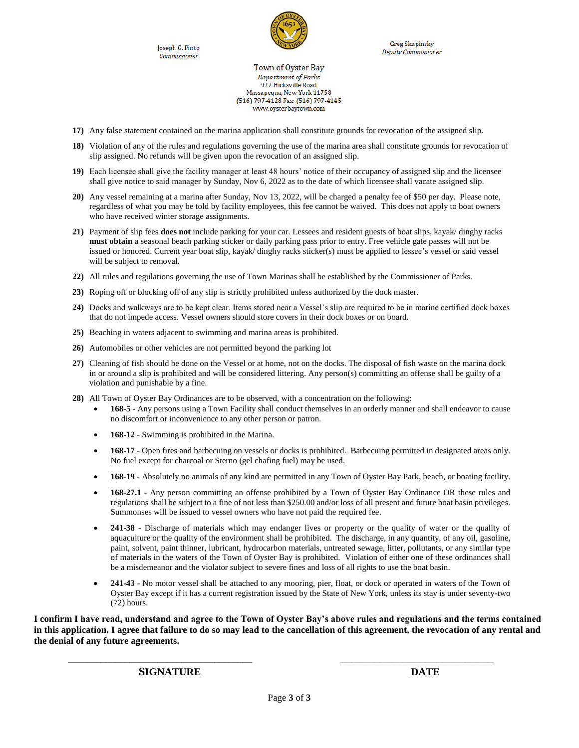Joseph G. Pinto
*Commissioner*

Greg Skupinsky
*Deputy Commissioner*

Town of Oyster Bay
*Department of Parks*
977 Hicksville Road
Massapequa, New York 11758
(516) 797-4128 Fax: (516) 797-4145
www.oysterbaytown.com

**17)** Any false statement contained on the marina application shall constitute grounds for revocation of the assigned slip.

**18)** Violation of any of the rules and regulations governing the use of the marina area shall constitute grounds for revocation of slip assigned. No refunds will be given upon the revocation of an assigned slip.

**19)** Each licensee shall give the facility manager at least 48 hours' notice of their occupancy of assigned slip and the licensee shall give notice to said manager by Sunday, Nov 6, 2022 as to the date of which licensee shall vacate assigned slip.

**20)** Any vessel remaining at a marina after Sunday, Nov 13, 2022, will be charged a penalty fee of $50 per day. Please note, regardless of what you may be told by facility employees, this fee cannot be waived. This does not apply to boat owners who have received winter storage assignments.

**21)** Payment of slip fees **does not** include parking for your car. Lessees and resident guests of boat slips, kayak/ dinghy racks **must obtain** a seasonal beach parking sticker or daily parking pass prior to entry. Free vehicle gate passes will not be issued or honored. Current year boat slip, kayak/ dinghy racks sticker(s) must be applied to lessee's vessel or said vessel will be subject to removal.

**22)** All rules and regulations governing the use of Town Marinas shall be established by the Commissioner of Parks.

**23)** Roping off or blocking off of any slip is strictly prohibited unless authorized by the dock master.

**24)** Docks and walkways are to be kept clear. Items stored near a Vessel's slip are required to be in marine certified dock boxes that do not impede access. Vessel owners should store covers in their dock boxes or on board.

**25)** Beaching in waters adjacent to swimming and marina areas is prohibited.

**26)** Automobiles or other vehicles are not permitted beyond the parking lot

**27)** Cleaning of fish should be done on the Vessel or at home, not on the docks. The disposal of fish waste on the marina dock in or around a slip is prohibited and will be considered littering. Any person(s) committing an offense shall be guilty of a violation and punishable by a fine.

**28)** All Town of Oyster Bay Ordinances are to be observed, with a concentration on the following:

- **168-5** - Any persons using a Town Facility shall conduct themselves in an orderly manner and shall endeavor to cause no discomfort or inconvenience to any other person or patron.
- **168-12** - Swimming is prohibited in the Marina.
- **168-17** - Open fires and barbecuing on vessels or docks is prohibited. Barbecuing permitted in designated areas only. No fuel except for charcoal or Sterno (gel chafing fuel) may be used.
- **168-19** - Absolutely no animals of any kind are permitted in any Town of Oyster Bay Park, beach, or boating facility.
- **168-27.1** - Any person committing an offense prohibited by a Town of Oyster Bay Ordinance OR these rules and regulations shall be subject to a fine of not less than $250.00 and/or loss of all present and future boat basin privileges. Summonses will be issued to vessel owners who have not paid the required fee.
- **241-38** - Discharge of materials which may endanger lives or property or the quality of water or the quality of aquaculture or the quality of the environment shall be prohibited. The discharge, in any quantity, of any oil, gasoline, paint, solvent, paint thinner, lubricant, hydrocarbon materials, untreated sewage, litter, pollutants, or any similar type of materials in the waters of the Town of Oyster Bay is prohibited. Violation of either one of these ordinances shall be a misdemeanor and the violator subject to severe fines and loss of all rights to use the boat basin.
- **241-43** - No motor vessel shall be attached to any mooring, pier, float, or dock or operated in waters of the Town of Oyster Bay except if it has a current registration issued by the State of New York, unless its stay is under seventy-two (72) hours.

**I confirm I have read, understand and agree to the Town of Oyster Bay's above rules and regulations and the terms contained in this application. I agree that failure to do so may lead to the cancellation of this agreement, the revocation of any rental and the denial of any future agreements.**

\_\_\_\_\_\_\_\_\_\_\_\_\_\_\_\_\_\_\_\_\_\_\_\_\_\_\_\_\_\_\_\_\_\_\_\_\_\_
**SIGNATURE**

\_\_\_\_\_\_\_\_\_\_\_\_\_\_\_\_\_\_\_\_\_\_\_\_\_\_\_\_\_\_\_\_
**DATE**